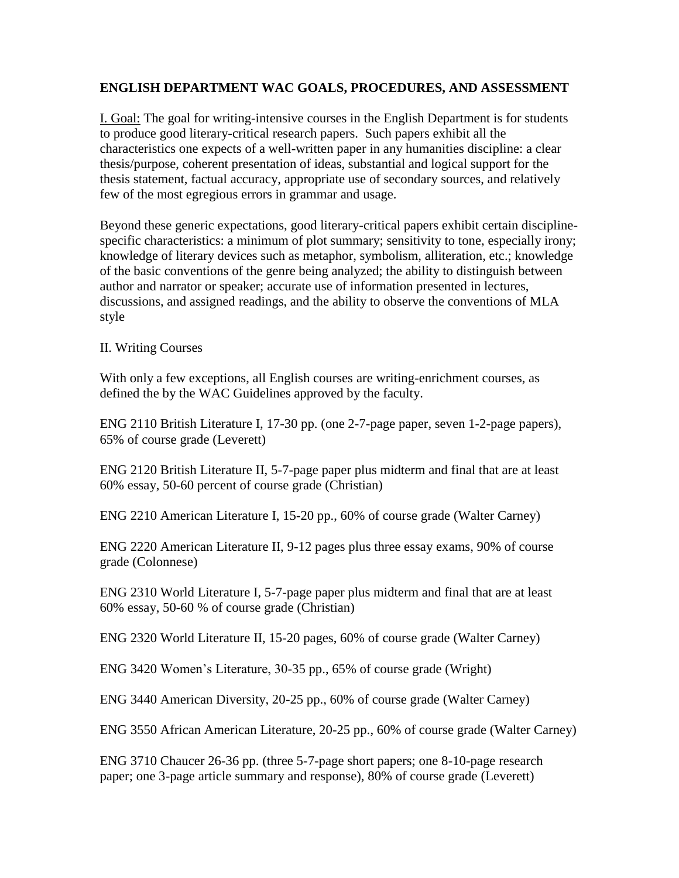## ENGLISH DEPARTMENT WAC GOALS, PROCEDURES, AND ASSESSMENT

I. Goal: The goal for writing-intensive courses in the English Department is for students to produce good literary-critical research papers. Such papers exhibit all the characteristics one expects of a well-written paper in any humanities discipline: a clear thesis/purpose, coherent presentation of ideas, substantial and logical support for the thesis statement, factual accuracy, appropriate use of secondary sources, and relatively few of the most egregious errors in grammar and usage.

Beyond these generic expectations, good literary-critical papers exhibit certain discipline-specific characteristics: a minimum of plot summary; sensitivity to tone, especially irony; knowledge of literary devices such as metaphor, symbolism, alliteration, etc.; knowledge of the basic conventions of the genre being analyzed; the ability to distinguish between author and narrator or speaker; accurate use of information presented in lectures, discussions, and assigned readings, and the ability to observe the conventions of MLA style

II. Writing Courses

With only a few exceptions, all English courses are writing-enrichment courses, as defined the by the WAC Guidelines approved by the faculty.

ENG 2110 British Literature I, 17-30 pp. (one 2-7-page paper, seven 1-2-page papers), 65% of course grade (Leverett)

ENG 2120 British Literature II, 5-7-page paper plus midterm and final that are at least 60% essay, 50-60 percent of course grade (Christian)

ENG 2210 American Literature I, 15-20 pp., 60% of course grade (Walter Carney)

ENG 2220 American Literature II, 9-12 pages plus three essay exams, 90% of course grade (Colonnese)

ENG 2310 World Literature I, 5-7-page paper plus midterm and final that are at least 60% essay, 50-60 % of course grade (Christian)

ENG 2320 World Literature II, 15-20 pages, 60% of course grade (Walter Carney)

ENG 3420 Women's Literature, 30-35 pp., 65% of course grade (Wright)

ENG 3440 American Diversity, 20-25 pp., 60% of course grade (Walter Carney)

ENG 3550 African American Literature, 20-25 pp., 60% of course grade (Walter Carney)

ENG 3710 Chaucer 26-36 pp. (three 5-7-page short papers; one 8-10-page research paper; one 3-page article summary and response), 80% of course grade (Leverett)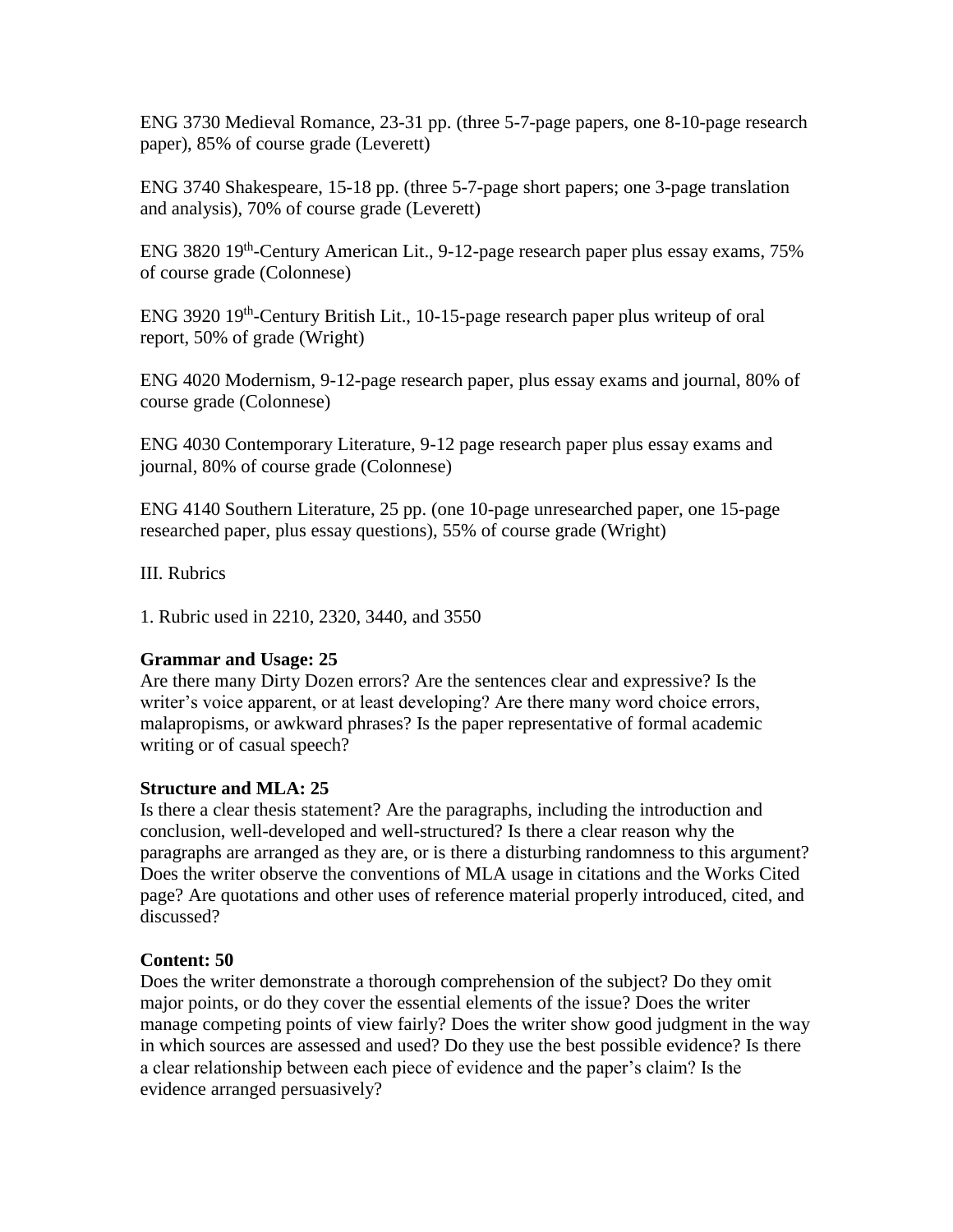ENG 3730 Medieval Romance, 23-31 pp. (three 5-7-page papers, one 8-10-page research paper), 85% of course grade (Leverett)

ENG 3740 Shakespeare, 15-18 pp. (three 5-7-page short papers; one 3-page translation and analysis), 70% of course grade (Leverett)

ENG 3820 19th-Century American Lit., 9-12-page research paper plus essay exams, 75% of course grade (Colonnese)

ENG 3920 19th-Century British Lit., 10-15-page research paper plus writeup of oral report, 50% of grade (Wright)

ENG 4020 Modernism, 9-12-page research paper, plus essay exams and journal, 80% of course grade (Colonnese)

ENG 4030 Contemporary Literature, 9-12 page research paper plus essay exams and journal, 80% of course grade (Colonnese)

ENG 4140 Southern Literature, 25 pp. (one 10-page unresearched paper, one 15-page researched paper, plus essay questions), 55% of course grade (Wright)

III. Rubrics

1. Rubric used in 2210, 2320, 3440, and 3550

**Grammar and Usage: 25**
Are there many Dirty Dozen errors? Are the sentences clear and expressive? Is the writer's voice apparent, or at least developing? Are there many word choice errors, malapropisms, or awkward phrases? Is the paper representative of formal academic writing or of casual speech?

**Structure and MLA: 25**
Is there a clear thesis statement? Are the paragraphs, including the introduction and conclusion, well-developed and well-structured? Is there a clear reason why the paragraphs are arranged as they are, or is there a disturbing randomness to this argument? Does the writer observe the conventions of MLA usage in citations and the Works Cited page? Are quotations and other uses of reference material properly introduced, cited, and discussed?

**Content: 50**
Does the writer demonstrate a thorough comprehension of the subject? Do they omit major points, or do they cover the essential elements of the issue? Does the writer manage competing points of view fairly? Does the writer show good judgment in the way in which sources are assessed and used? Do they use the best possible evidence? Is there a clear relationship between each piece of evidence and the paper's claim? Is the evidence arranged persuasively?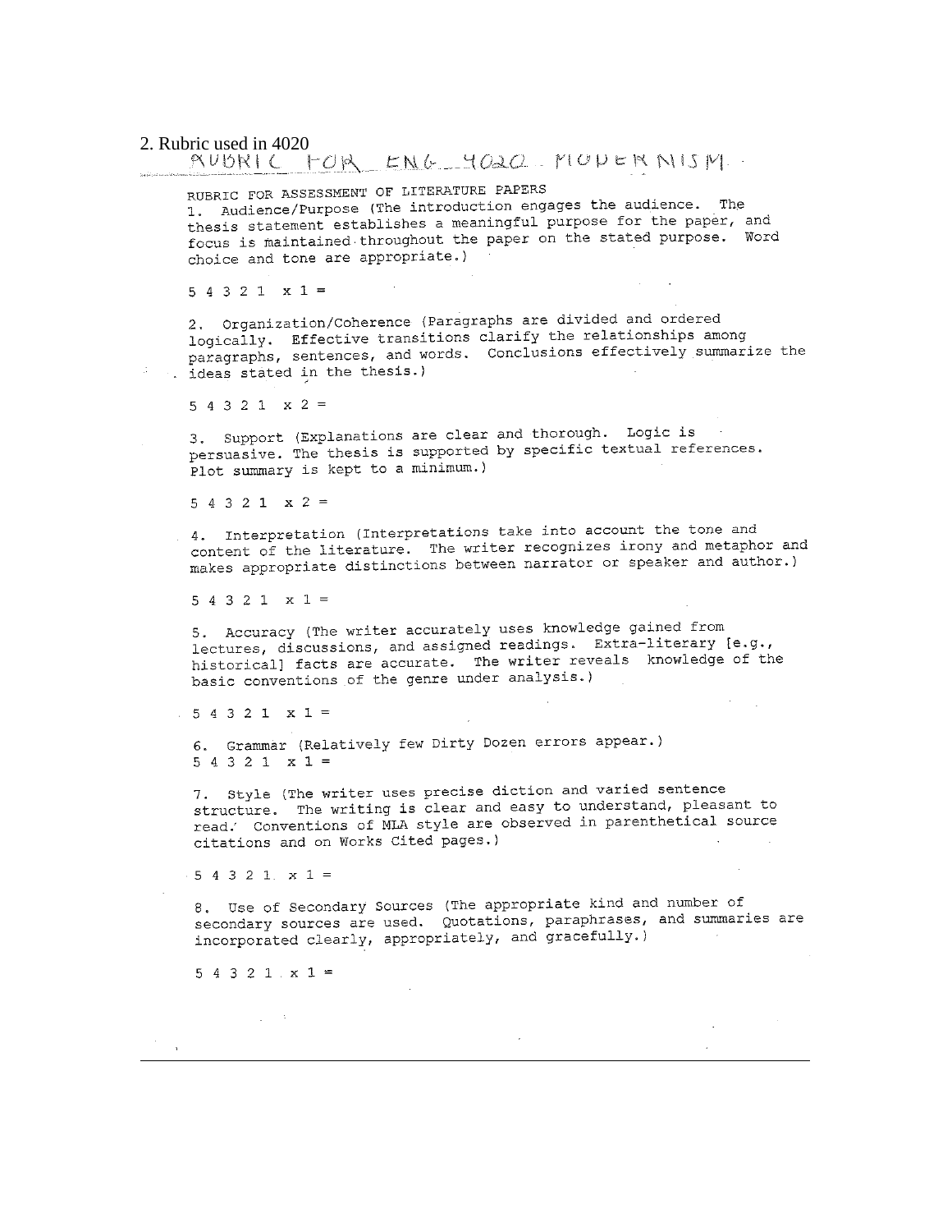2. Rubric used in 4020

RUBRIC FOR ENG 4020 MODERNISM

RUBRIC FOR ASSESSMENT OF LITERATURE PAPERS

1. Audience/Purpose (The introduction engages the audience. The thesis statement establishes a meaningful purpose for the paper, and focus is maintained throughout the paper on the stated purpose. Word choice and tone are appropriate.)

5 4 3 2 1 x 1 =

2. Organization/Coherence (Paragraphs are divided and ordered logically. Effective transitions clarify the relationships among paragraphs, sentences, and words. Conclusions effectively summarize the ideas stated in the thesis.)

5 4 3 2 1 x 2 =

3. Support (Explanations are clear and thorough. Logic is persuasive. The thesis is supported by specific textual references. Plot summary is kept to a minimum.)

5 4 3 2 1 x 2 =

4. Interpretation (Interpretations take into account the tone and content of the literature. The writer recognizes irony and metaphor and makes appropriate distinctions between narrator or speaker and author.)

5 4 3 2 1 x 1 =

5. Accuracy (The writer accurately uses knowledge gained from lectures, discussions, and assigned readings. Extra-literary [e.g., historical] facts are accurate. The writer reveals knowledge of the basic conventions of the genre under analysis.)

5 4 3 2 1 x 1 =

6. Grammar (Relatively few Dirty Dozen errors appear.)

5 4 3 2 1 x 1 =

7. Style (The writer uses precise diction and varied sentence structure. The writing is clear and easy to understand, pleasant to read. Conventions of MLA style are observed in parenthetical source citations and on Works Cited pages.)

5 4 3 2 1 x 1 =

8. Use of Secondary Sources (The appropriate kind and number of secondary sources are used. Quotations, paraphrases, and summaries are incorporated clearly, appropriately, and gracefully.)

5 4 3 2 1 x 1 =